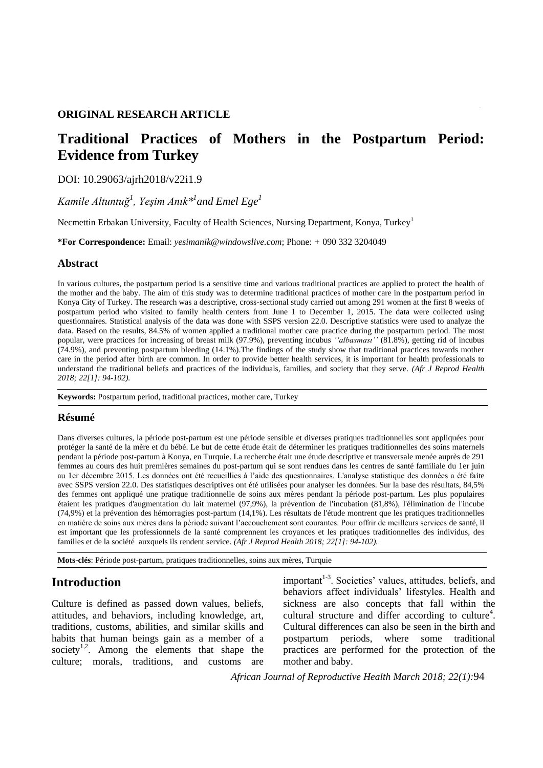**ORIGINAL RESEARCH ARTICLE**

# Traditional Practices of Mothers in the Postpartum Period: Evidence from Turkey

DOI: 10.29063/ajrh2018/v22i1.9

*Kamile Altuntuğ[1], Yeşim Anık*[1] and Emel Ege[1]*

Necmettin Erbakan University, Faculty of Health Sciences, Nursing Department, Konya, Turkey[1]

**\*For Correspondence:** Email: *yesimanik@windowslive.com*; Phone: + 090 332 3204049

## Abstract

In various cultures, the postpartum period is a sensitive time and various traditional practices are applied to protect the health of the mother and the baby. The aim of this study was to determine traditional practices of mother care in the postpartum period in Konya City of Turkey. The research was a descriptive, cross-sectional study carried out among 291 women at the first 8 weeks of postpartum period who visited to family health centers from June 1 to December 1, 2015. The data were collected using questionnaires. Statistical analysis of the data was done with SSPS version 22.0. Descriptive statistics were used to analyze the data. Based on the results, 84.5% of women applied a traditional mother care practice during the postpartum period. The most popular, were practices for increasing of breast milk (97.9%), preventing incubus *''albasması''* (81.8%), getting rid of incubus (74.9%), and preventing postpartum bleeding (14.1%).The findings of the study show that traditional practices towards mother care in the period after birth are common. In order to provide better health services, it is important for health professionals to understand the traditional beliefs and practices of the individuals, families, and society that they serve. *(Afr J Reprod Health 2018; 22[1]: 94-102).*

**Keywords:** Postpartum period, traditional practices, mother care, Turkey

## Résumé

Dans diverses cultures, la période post-partum est une période sensible et diverses pratiques traditionnelles sont appliquées pour protéger la santé de la mère et du bébé. Le but de cette étude était de déterminer les pratiques traditionnelles des soins maternels pendant la période post-partum à Konya, en Turquie. La recherche était une étude descriptive et transversale menée auprès de 291 femmes au cours des huit premières semaines du post-partum qui se sont rendues dans les centres de santé familiale du 1er juin au 1er décembre 2015. Les données ont été recueillies à l'aide des questionnaires. L'analyse statistique des données a été faite avec SSPS version 22.0. Des statistiques descriptives ont été utilisées pour analyser les données. Sur la base des résultats, 84,5% des femmes ont appliqué une pratique traditionnelle de soins aux mères pendant la période post-partum. Les plus populaires étaient les pratiques d'augmentation du lait maternel (97,9%), la prévention de l'incubation (81,8%), l'élimination de l'incube (74,9%) et la prévention des hémorragies post-partum (14,1%). Les résultats de l'étude montrent que les pratiques traditionnelles en matière de soins aux mères dans la période suivant l'accouchement sont courantes. Pour offrir de meilleurs services de santé, il est important que les professionnels de la santé comprennent les croyances et les pratiques traditionnelles des individus, des familles et de la société auxquels ils rendent service. *(Afr J Reprod Health 2018; 22[1]: 94-102).*

**Mots-clés**: Période post-partum, pratiques traditionnelles, soins aux mères, Turquie

## Introduction

Culture is defined as passed down values, beliefs, attitudes, and behaviors, including knowledge, art, traditions, customs, abilities, and similar skills and habits that human beings gain as a member of a society[1,2]. Among the elements that shape the culture; morals, traditions, and customs are important[1-3]. Societies' values, attitudes, beliefs, and behaviors affect individuals' lifestyles. Health and sickness are also concepts that fall within the cultural structure and differ according to culture[4]. Cultural differences can also be seen in the birth and postpartum periods, where some traditional practices are performed for the protection of the mother and baby.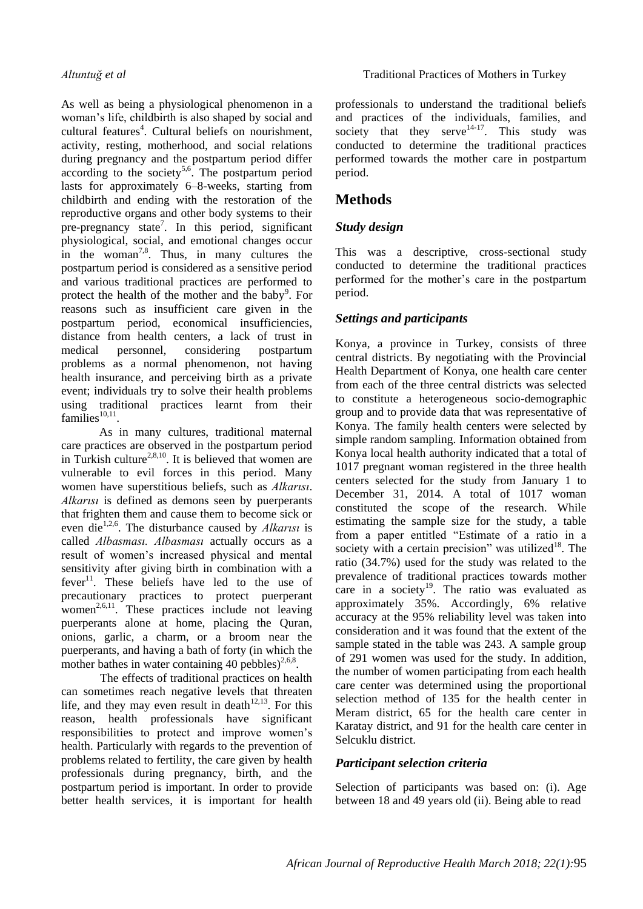As well as being a physiological phenomenon in a woman's life, childbirth is also shaped by social and cultural features[4]. Cultural beliefs on nourishment, activity, resting, motherhood, and social relations during pregnancy and the postpartum period differ according to the society[5,6]. The postpartum period lasts for approximately 6–8-weeks, starting from childbirth and ending with the restoration of the reproductive organs and other body systems to their pre-pregnancy state[7]. In this period, significant physiological, social, and emotional changes occur in the woman[7,8]. Thus, in many cultures the postpartum period is considered as a sensitive period and various traditional practices are performed to protect the health of the mother and the baby[9]. For reasons such as insufficient care given in the postpartum period, economical insufficiencies, distance from health centers, a lack of trust in medical personnel, considering postpartum problems as a normal phenomenon, not having health insurance, and perceiving birth as a private event; individuals try to solve their health problems using traditional practices learnt from their families[10,11].

As in many cultures, traditional maternal care practices are observed in the postpartum period in Turkish culture[2,8,10]. It is believed that women are vulnerable to evil forces in this period. Many women have superstitious beliefs, such as *Alkarısı*. *Alkarısı* is defined as demons seen by puerperants that frighten them and cause them to become sick or even die[1,2,6]. The disturbance caused by *Alkarısı* is called *Albasması. Albasması* actually occurs as a result of women's increased physical and mental sensitivity after giving birth in combination with a fever[11]. These beliefs have led to the use of precautionary practices to protect puerperant women[2,6,11]. These practices include not leaving puerperants alone at home, placing the Quran, onions, garlic, a charm, or a broom near the puerperants, and having a bath of forty (in which the mother bathes in water containing 40 pebbles)[2,6,8].

The effects of traditional practices on health can sometimes reach negative levels that threaten life, and they may even result in death[12,13]. For this reason, health professionals have significant responsibilities to protect and improve women's health. Particularly with regards to the prevention of problems related to fertility, the care given by health professionals during pregnancy, birth, and the postpartum period is important. In order to provide better health services, it is important for health professionals to understand the traditional beliefs and practices of the individuals, families, and society that they serve[14-17]. This study was conducted to determine the traditional practices performed towards the mother care in postpartum period.

## Methods

### *Study design*

This was a descriptive, cross-sectional study conducted to determine the traditional practices performed for the mother's care in the postpartum period.

### *Settings and participants*

Konya, a province in Turkey, consists of three central districts. By negotiating with the Provincial Health Department of Konya, one health care center from each of the three central districts was selected to constitute a heterogeneous socio-demographic group and to provide data that was representative of Konya. The family health centers were selected by simple random sampling. Information obtained from Konya local health authority indicated that a total of 1017 pregnant woman registered in the three health centers selected for the study from January 1 to December 31, 2014. A total of 1017 woman constituted the scope of the research. While estimating the sample size for the study, a table from a paper entitled "Estimate of a ratio in a society with a certain precision" was utilized[18]. The ratio (34.7%) used for the study was related to the prevalence of traditional practices towards mother care in a society[19]. The ratio was evaluated as approximately 35%. Accordingly, 6% relative accuracy at the 95% reliability level was taken into consideration and it was found that the extent of the sample stated in the table was 243. A sample group of 291 women was used for the study. In addition, the number of women participating from each health care center was determined using the proportional selection method of 135 for the health center in Meram district, 65 for the health care center in Karatay district, and 91 for the health care center in Selcuklu district.

### *Participant selection criteria*

Selection of participants was based on: (i). Age between 18 and 49 years old (ii). Being able to read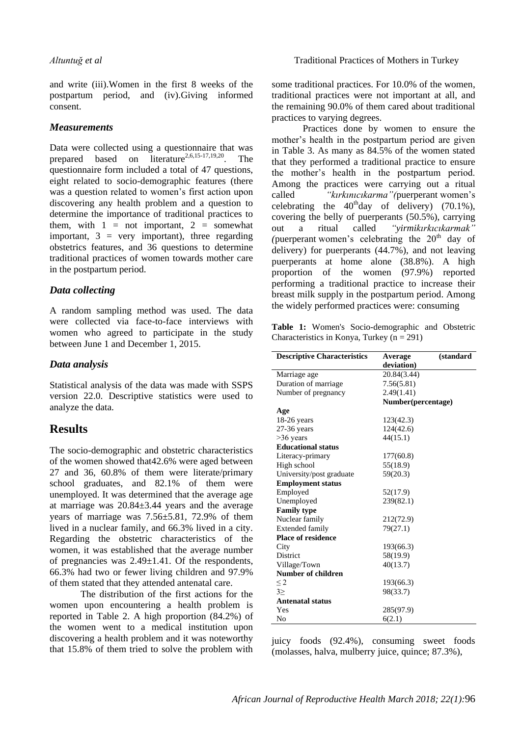and write (iii).Women in the first 8 weeks of the postpartum period, and (iv).Giving informed consent.

### *Measurements*

Data were collected using a questionnaire that was prepared based on literature[2,6,15-17,19,20]. The questionnaire form included a total of 47 questions, eight related to socio-demographic features (there was a question related to women's first action upon discovering any health problem and a question to determine the importance of traditional practices to them, with 1 = not important, 2 = somewhat important, 3 = very important), three regarding obstetrics features, and 36 questions to determine traditional practices of women towards mother care in the postpartum period.

### *Data collecting*

A random sampling method was used. The data were collected via face-to-face interviews with women who agreed to participate in the study between June 1 and December 1, 2015.

### *Data analysis*

Statistical analysis of the data was made with SSPS version 22.0. Descriptive statistics were used to analyze the data.

## Results

The socio-demographic and obstetric characteristics of the women showed that42.6% were aged between 27 and 36, 60.8% of them were literate/primary school graduates, and 82.1% of them were unemployed. It was determined that the average age at marriage was 20.84±3.44 years and the average years of marriage was 7.56±5.81, 72.9% of them lived in a nuclear family, and 66.3% lived in a city. Regarding the obstetric characteristics of the women, it was established that the average number of pregnancies was 2.49±1.41. Of the respondents, 66.3% had two or fewer living children and 97.9% of them stated that they attended antenatal care.

The distribution of the first actions for the women upon encountering a health problem is reported in Table 2. A high proportion (84.2%) of the women went to a medical institution upon discovering a health problem and it was noteworthy that 15.8% of them tried to solve the problem with some traditional practices. For 10.0% of the women, traditional practices were not important at all, and the remaining 90.0% of them cared about traditional practices to varying degrees.

Practices done by women to ensure the mother's health in the postpartum period are given in Table 3. As many as 84.5% of the women stated that they performed a traditional practice to ensure the mother's health in the postpartum period. Among the practices were carrying out a ritual called *"kırkınıcıkarma"(*puerperant women's celebrating the 40$^{th}$day of delivery) (70.1%), covering the belly of puerperants (50.5%), carrying out a ritual called *"yirmikırkıcıkarmak" (*puerperant women's celebrating the 20$^{th}$ day of delivery) for puerperants (44.7%), and not leaving puerperants at home alone (38.8%). A high proportion of the women (97.9%) reported performing a traditional practice to increase their breast milk supply in the postpartum period. Among the widely performed practices were: consuming juicy foods (92.4%), consuming sweet foods (molasses, halva, mulberry juice, quince; 87.3%),

**Table 1:** Women's Socio-demographic and Obstetric Characteristics in Konya, Turkey (n = 291)

| Descriptive Characteristics | Average (standard deviation) |
|---|---|
| Marriage age | 20.84(3.44) |
| Duration of marriage | 7.56(5.81) |
| Number of pregnancy | 2.49(1.41) |
| | **Number(percentage)** |
| **Age** | |
| 18-26 years | 123(42.3) |
| 27-36 years | 124(42.6) |
| >36 years | 44(15.1) |
| **Educational status** | |
| Literacy-primary | 177(60.8) |
| High school | 55(18.9) |
| University/post graduate | 59(20.3) |
| **Employment status** | |
| Employed | 52(17.9) |
| Unemployed | 239(82.1) |
| **Family type** | |
| Nuclear family | 212(72.9) |
| Extended family | 79(27.1) |
| **Place of residence** | |
| City | 193(66.3) |
| District | 58(19.9) |
| Village/Town | 40(13.7) |
| **Number of children** | |
| ≤ 2 | 193(66.3) |
| 3≥ | 98(33.7) |
| **Antenatal status** | |
| Yes | 285(97.9) |
| No | 6(2.1) |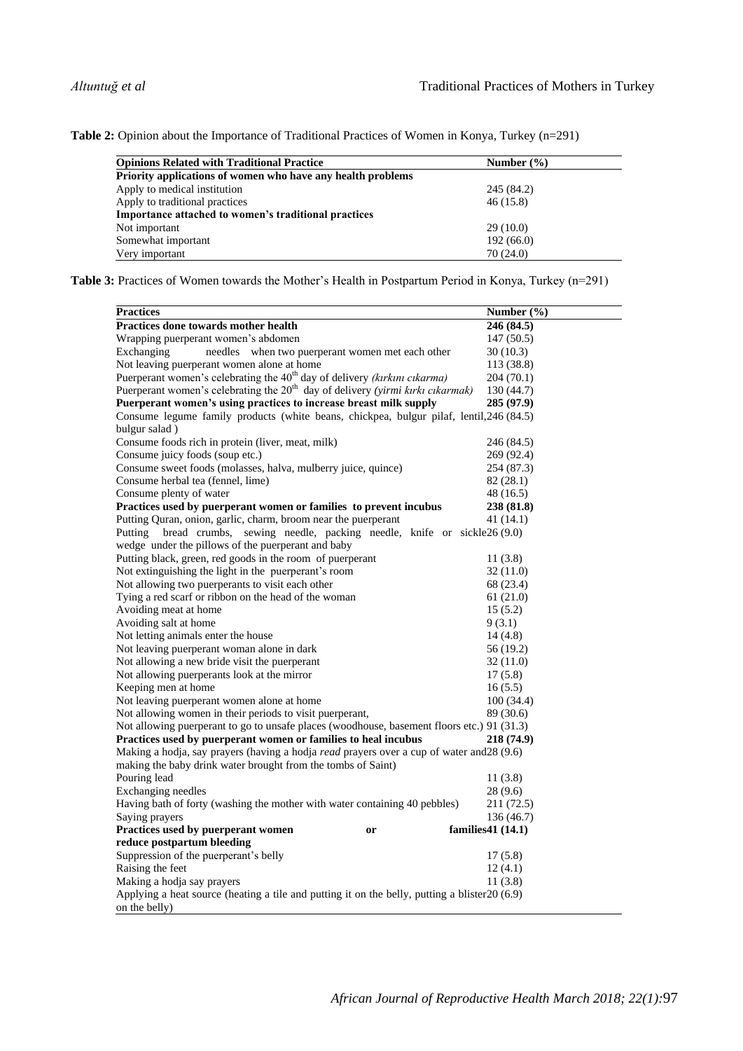**Table 2:** Opinion about the Importance of Traditional Practices of Women in Konya, Turkey (n=291)

| Opinions Related with Traditional Practice | Number (%) |
|---|---|
| **Priority applications of women who have any health problems** | |
| Apply to medical institution | 245 (84.2) |
| Apply to traditional practices | 46 (15.8) |
| **Importance attached to women's traditional practices** | |
| Not important | 29 (10.0) |
| Somewhat important | 192 (66.0) |
| Very important | 70 (24.0) |

**Table 3:** Practices of Women towards the Mother's Health in Postpartum Period in Konya, Turkey (n=291)

| Practices | Number (%) |
|---|---|
| **Practices done towards mother health** | **246 (84.5)** |
| Wrapping puerperant women's abdomen | 147 (50.5) |
| Exchanging needles when two puerperant women met each other | 30 (10.3) |
| Not leaving puerperant women alone at home | 113 (38.8) |
| Puerperant women's celebrating the 40th day of delivery *(kırkını cıkarma)* | 204 (70.1) |
| Puerperant women's celebrating the 20th day of delivery *(yirmi kırkı cıkarmak)* | 130 (44.7) |
| **Puerperant women's using practices to increase breast milk supply** | **285 (97.9)** |
| Consume legume family products (white beans, chickpea, bulgur pilaf, lentil, bulgur salad ) | 246 (84.5) |
| Consume foods rich in protein (liver, meat, milk) | 246 (84.5) |
| Consume juicy foods (soup etc.) | 269 (92.4) |
| Consume sweet foods (molasses, halva, mulberry juice, quince) | 254 (87.3) |
| Consume herbal tea (fennel, lime) | 82 (28.1) |
| Consume plenty of water | 48 (16.5) |
| **Practices used by puerperant women or families to prevent incubus** | **238 (81.8)** |
| Putting Quran, onion, garlic, charm, broom near the puerperant | 41 (14.1) |
| Putting bread crumbs, sewing needle, packing needle, knife or sickle wedge under the pillows of the puerperant and baby | 26 (9.0) |
| Putting black, green, red goods in the room of puerperant | 11 (3.8) |
| Not extinguishing the light in the puerperant's room | 32 (11.0) |
| Not allowing two puerperants to visit each other | 68 (23.4) |
| Tying a red scarf or ribbon on the head of the woman | 61 (21.0) |
| Avoiding meat at home | 15 (5.2) |
| Avoiding salt at home | 9 (3.1) |
| Not letting animals enter the house | 14 (4.8) |
| Not leaving puerperant woman alone in dark | 56 (19.2) |
| Not allowing a new bride visit the puerperant | 32 (11.0) |
| Not allowing puerperants look at the mirror | 17 (5.8) |
| Keeping men at home | 16 (5.5) |
| Not leaving puerperant women alone at home | 100 (34.4) |
| Not allowing women in their periods to visit puerperant, | 89 (30.6) |
| Not allowing puerperant to go to unsafe places (woodhouse, basement floors etc.) | 91 (31.3) |
| **Practices used by puerperant women or families to heal incubus** | **218 (74.9)** |
| Making a hodja, say prayers (having a hodja *read* prayers over a cup of water and making the baby drink water brought from the tombs of Saint) | 28 (9.6) |
| Pouring lead | 11 (3.8) |
| Exchanging needles | 28 (9.6) |
| Having bath of forty (washing the mother with water containing 40 pebbles) | 211 (72.5) |
| Saying prayers | 136 (46.7) |
| **Practices used by puerperant women or families reduce postpartum bleeding** | **41 (14.1)** |
| Suppression of the puerperant's belly | 17 (5.8) |
| Raising the feet | 12 (4.1) |
| Making a hodja say prayers | 11 (3.8) |
| Applying a heat source (heating a tile and putting it on the belly, putting a blister on the belly) | 20 (6.9) |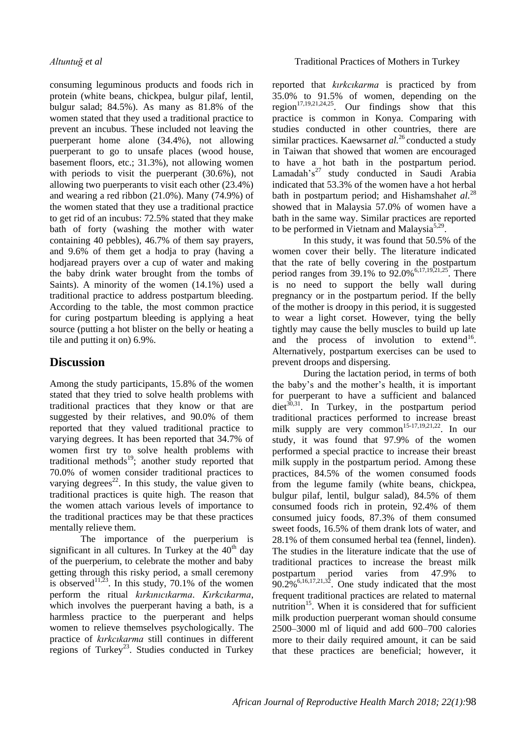consuming leguminous products and foods rich in protein (white beans, chickpea, bulgur pilaf, lentil, bulgur salad; 84.5%). As many as 81.8% of the women stated that they used a traditional practice to prevent an incubus. These included not leaving the puerperant home alone (34.4%), not allowing puerperant to go to unsafe places (wood house, basement floors, etc.; 31.3%), not allowing women with periods to visit the puerperant (30.6%), not allowing two puerperants to visit each other (23.4%) and wearing a red ribbon (21.0%). Many (74.9%) of the women stated that they use a traditional practice to get rid of an incubus: 72.5% stated that they make bath of forty (washing the mother with water containing 40 pebbles), 46.7% of them say prayers, and 9.6% of them get a hodja to pray (having a hodjaread prayers over a cup of water and making the baby drink water brought from the tombs of Saints). A minority of the women (14.1%) used a traditional practice to address postpartum bleeding. According to the table, the most common practice for curing postpartum bleeding is applying a heat source (putting a hot blister on the belly or heating a tile and putting it on) 6.9%.

## Discussion

Among the study participants, 15.8% of the women stated that they tried to solve health problems with traditional practices that they know or that are suggested by their relatives, and 90.0% of them reported that they valued traditional practice to varying degrees. It has been reported that 34.7% of women first try to solve health problems with traditional methods[19]; another study reported that 70.0% of women consider traditional practices to varying degrees[22]. In this study, the value given to traditional practices is quite high. The reason that the women attach various levels of importance to the traditional practices may be that these practices mentally relieve them.

The importance of the puerperium is significant in all cultures. In Turkey at the 40$^{th}$ day of the puerperium, to celebrate the mother and baby getting through this risky period, a small ceremony is observed[11,23]. In this study, 70.1% of the women perform the ritual *kırkınıcıkarma*. *Kırkcıkarma*, which involves the puerperant having a bath, is a harmless practice to the puerperant and helps women to relieve themselves psychologically. The practice of *kırkcıkarma* still continues in different regions of Turkey[23]. Studies conducted in Turkey reported that *kırkcıkarma* is practiced by from 35.0% to 91.5% of women, depending on the region[17,19,21,24,25]. Our findings show that this practice is common in Konya. Comparing with studies conducted in other countries, there are similar practices. Kaewsarn*et al.*[26] conducted a study in Taiwan that showed that women are encouraged to have a hot bath in the postpartum period. Lamadah's[27] study conducted in Saudi Arabia indicated that 53.3% of the women have a hot herbal bath in postpartum period; and Hishamshah*et al.*[28] showed that in Malaysia 57.0% of women have a bath in the same way. Similar practices are reported to be performed in Vietnam and Malaysia[5,29].

In this study, it was found that 50.5% of the women cover their belly. The literature indicated that the rate of belly covering in the postpartum period ranges from 39.1% to 92.0%[6,17,19,21,25]. There is no need to support the belly wall during pregnancy or in the postpartum period. If the belly of the mother is droopy in this period, it is suggested to wear a light corset. However, tying the belly tightly may cause the belly muscles to build up late and the process of involution to extend[16]. Alternatively, postpartum exercises can be used to prevent droops and dispersing.

During the lactation period, in terms of both the baby's and the mother's health, it is important for puerperant to have a sufficient and balanced diet[30,31]. In Turkey, in the postpartum period traditional practices performed to increase breast milk supply are very common[15-17,19,21,22]. In our study, it was found that 97.9% of the women performed a special practice to increase their breast milk supply in the postpartum period. Among these practices, 84.5% of the women consumed foods from the legume family (white beans, chickpea, bulgur pilaf, lentil, bulgur salad), 84.5% of them consumed foods rich in protein, 92.4% of them consumed juicy foods, 87.3% of them consumed sweet foods, 16.5% of them drank lots of water, and 28.1% of them consumed herbal tea (fennel, linden). The studies in the literature indicate that the use of traditional practices to increase the breast milk postpartum period varies from 47.9% to 90.2%[6,16,17,21,32]. One study indicated that the most frequent traditional practices are related to maternal nutrition[15]. When it is considered that for sufficient milk production puerperant woman should consume 2500–3000 ml of liquid and add 600–700 calories more to their daily required amount, it can be said that these practices are beneficial; however, it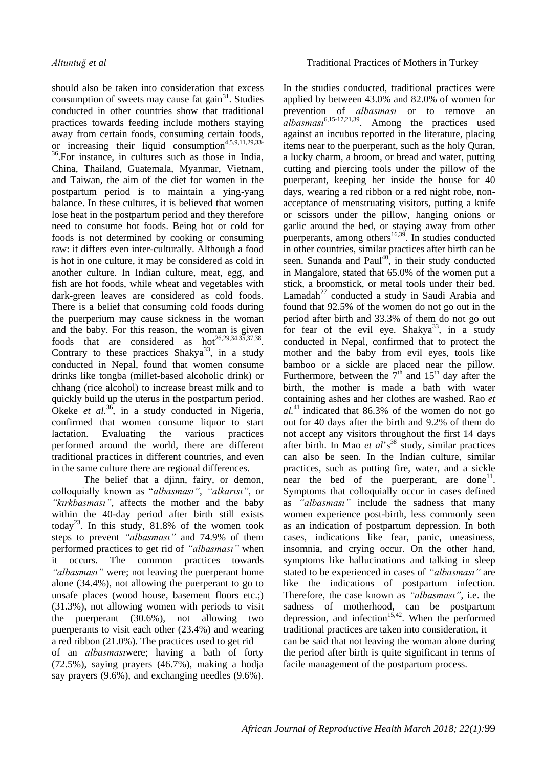should also be taken into consideration that excess consumption of sweets may cause fat gain[31]. Studies conducted in other countries show that traditional practices towards feeding include mothers staying away from certain foods, consuming certain foods, or increasing their liquid consumption[4,5,9,11,29,33-36].For instance, in cultures such as those in India, China, Thailand, Guatemala, Myanmar, Vietnam, and Taiwan, the aim of the diet for women in the postpartum period is to maintain a ying-yang balance. In these cultures, it is believed that women lose heat in the postpartum period and they therefore need to consume hot foods. Being hot or cold for foods is not determined by cooking or consuming raw: it differs even inter-culturally. Although a food is hot in one culture, it may be considered as cold in another culture. In Indian culture, meat, egg, and fish are hot foods, while wheat and vegetables with dark-green leaves are considered as cold foods. There is a belief that consuming cold foods during the puerperium may cause sickness in the woman and the baby. For this reason, the woman is given foods that are considered as hot[26,29,34,35,37,38]. Contrary to these practices Shakya[33], in a study conducted in Nepal, found that women consume drinks like tongba (millet-based alcoholic drink) or chhang (rice alcohol) to increase breast milk and to quickly build up the uterus in the postpartum period. Okeke *et al.*[36], in a study conducted in Nigeria, confirmed that women consume liquor to start lactation. Evaluating the various practices performed around the world, there are different traditional practices in different countries, and even in the same culture there are regional differences.

The belief that a djinn, fairy, or demon, colloquially known as "*albasması"*, *"alkarısı"*, or *"kırkbasması"*, affects the mother and the baby within the 40-day period after birth still exists today[23]. In this study, 81.8% of the women took steps to prevent *"albasması"* and 74.9% of them performed practices to get rid of *"albasması"* when it occurs. The common practices towards *"albasması"* were; not leaving the puerperant home alone (34.4%), not allowing the puerperant to go to unsafe places (wood house, basement floors etc.;) (31.3%), not allowing women with periods to visit the puerperant (30.6%), not allowing two puerperants to visit each other (23.4%) and wearing a red ribbon (21.0%). The practices used to get rid of an *albasması*were; having a bath of forty (72.5%), saying prayers (46.7%), making a hodja say prayers (9.6%), and exchanging needles (9.6%).

In the studies conducted, traditional practices were applied by between 43.0% and 82.0% of women for prevention of *albasması* or to remove an *albasması*[6,15-17,21,39]. Among the practices used against an incubus reported in the literature, placing items near to the puerperant, such as the holy Quran, a lucky charm, a broom, or bread and water, putting cutting and piercing tools under the pillow of the puerperant, keeping her inside the house for 40 days, wearing a red ribbon or a red night robe, non-acceptance of menstruating visitors, putting a knife or scissors under the pillow, hanging onions or garlic around the bed, or staying away from other puerperants, among others[16,39]. In studies conducted in other countries, similar practices after birth can be seen. Sunanda and Paul[40], in their study conducted in Mangalore, stated that 65.0% of the women put a stick, a broomstick, or metal tools under their bed. Lamadah[27] conducted a study in Saudi Arabia and found that 92.5% of the women do not go out in the period after birth and 33.3% of them do not go out for fear of the evil eye. Shakya[33], in a study conducted in Nepal, confirmed that to protect the mother and the baby from evil eyes, tools like bamboo or a sickle are placed near the pillow. Furthermore, between the 7th and 15th day after the birth, the mother is made a bath with water containing ashes and her clothes are washed. Rao *et al.*[41] indicated that 86.3% of the women do not go out for 40 days after the birth and 9.2% of them do not accept any visitors throughout the first 14 days after birth. In Mao *et al*'s[38] study, similar practices can also be seen. In the Indian culture, similar practices, such as putting fire, water, and a sickle near the bed of the puerperant, are done[11]. Symptoms that colloquially occur in cases defined as *"albasması"* include the sadness that many women experience post-birth, less commonly seen as an indication of postpartum depression. In both cases, indications like fear, panic, uneasiness, insomnia, and crying occur. On the other hand, symptoms like hallucinations and talking in sleep stated to be experienced in cases of *"albasması"* are like the indications of postpartum infection. Therefore, the case known as *"albasması"*, i.e. the sadness of motherhood, can be postpartum depression, and infection[15,42]. When the performed traditional practices are taken into consideration, it can be said that not leaving the woman alone during the period after birth is quite significant in terms of facile management of the postpartum process.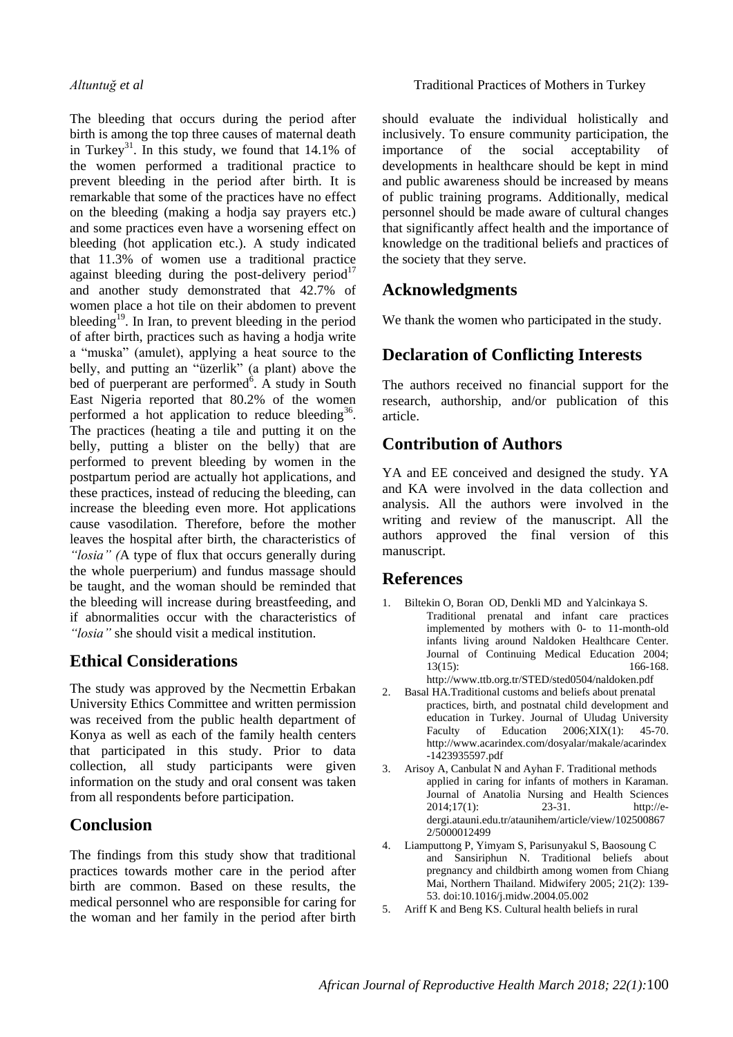The bleeding that occurs during the period after birth is among the top three causes of maternal death in Turkey[31]. In this study, we found that 14.1% of the women performed a traditional practice to prevent bleeding in the period after birth. It is remarkable that some of the practices have no effect on the bleeding (making a hodja say prayers etc.) and some practices even have a worsening effect on bleeding (hot application etc.). A study indicated that 11.3% of women use a traditional practice against bleeding during the post-delivery period[17] and another study demonstrated that 42.7% of women place a hot tile on their abdomen to prevent bleeding[19]. In Iran, to prevent bleeding in the period of after birth, practices such as having a hodja write a "muska" (amulet), applying a heat source to the belly, and putting an "üzerlik" (a plant) above the bed of puerperant are performed[6]. A study in South East Nigeria reported that 80.2% of the women performed a hot application to reduce bleeding[36]. The practices (heating a tile and putting it on the belly, putting a blister on the belly) that are performed to prevent bleeding by women in the postpartum period are actually hot applications, and these practices, instead of reducing the bleeding, can increase the bleeding even more. Hot applications cause vasodilation. Therefore, before the mother leaves the hospital after birth, the characteristics of *"losia" (*A type of flux that occurs generally during the whole puerperium) and fundus massage should be taught, and the woman should be reminded that the bleeding will increase during breastfeeding, and if abnormalities occur with the characteristics of *"losia"* she should visit a medical institution.

## Ethical Considerations

The study was approved by the Necmettin Erbakan University Ethics Committee and written permission was received from the public health department of Konya as well as each of the family health centers that participated in this study. Prior to data collection, all study participants were given information on the study and oral consent was taken from all respondents before participation.

## Conclusion

The findings from this study show that traditional practices towards mother care in the period after birth are common. Based on these results, the medical personnel who are responsible for caring for the woman and her family in the period after birth should evaluate the individual holistically and inclusively. To ensure community participation, the importance of the social acceptability of developments in healthcare should be kept in mind and public awareness should be increased by means of public training programs. Additionally, medical personnel should be made aware of cultural changes that significantly affect health and the importance of knowledge on the traditional beliefs and practices of the society that they serve.

## Acknowledgments

We thank the women who participated in the study.

## Declaration of Conflicting Interests

The authors received no financial support for the research, authorship, and/or publication of this article.

## Contribution of Authors

YA and EE conceived and designed the study. YA and KA were involved in the data collection and analysis. All the authors were involved in the writing and review of the manuscript. All the authors approved the final version of this manuscript.

## References

1. Biltekin O, Boran OD, Denkli MD and Yalcinkaya S. Traditional prenatal and infant care practices implemented by mothers with 0- to 11-month-old infants living around Naldoken Healthcare Center. Journal of Continuing Medical Education 2004; 13(15): 166-168. http://www.ttb.org.tr/STED/sted0504/naldoken.pdf
2. Basal HA.Traditional customs and beliefs about prenatal practices, birth, and postnatal child development and education in Turkey. Journal of Uludag University Faculty of Education 2006;XIX(1): 45-70. http://www.acarindex.com/dosyalar/makale/acarindex-1423935597.pdf
3. Arisoy A, Canbulat N and Ayhan F. Traditional methods applied in caring for infants of mothers in Karaman. Journal of Anatolia Nursing and Health Sciences 2014;17(1): 23-31. http://e-dergi.atauni.edu.tr/ataunihem/article/view/1025008672/5000012499
4. Liamputtong P, Yimyam S, Parisunyakul S, Baosoung C and Sansiriphun N. Traditional beliefs about pregnancy and childbirth among women from Chiang Mai, Northern Thailand. Midwifery 2005; 21(2): 139-53. doi:10.1016/j.midw.2004.05.002
5. Ariff K and Beng KS. Cultural health beliefs in rural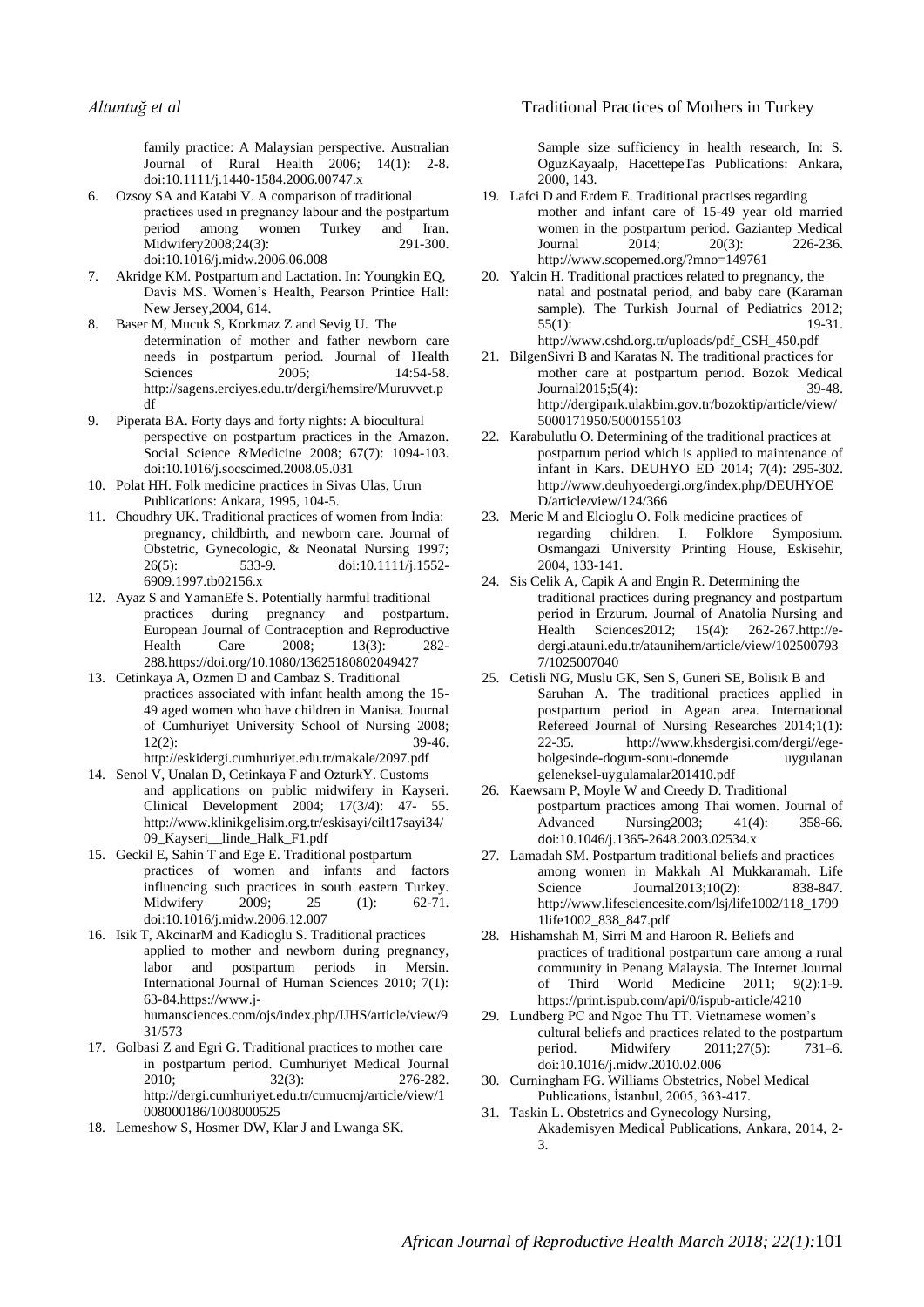family practice: A Malaysian perspective. Australian Journal of Rural Health 2006; 14(1): 2-8. doi:10.1111/j.1440-1584.2006.00747.x

6. Ozsoy SA and Katabi V. A comparison of traditional practices used ın pregnancy labour and the postpartum period among women Turkey and Iran. Midwifery2008;24(3): 291-300. doi:10.1016/j.midw.2006.06.008
7. Akridge KM. Postpartum and Lactation. In: Youngkin EQ, Davis MS. Women's Health, Pearson Printice Hall: New Jersey,2004, 614.
8. Baser M, Mucuk S, Korkmaz Z and Sevig U. The determination of mother and father newborn care needs in postpartum period. Journal of Health Sciences 2005; 14:54-58. http://sagens.erciyes.edu.tr/dergi/hemsire/Muruvvet.pdf
9. Piperata BA. Forty days and forty nights: A biocultural perspective on postpartum practices in the Amazon. Social Science &Medicine 2008; 67(7): 1094-103. doi:10.1016/j.socscimed.2008.05.031
10. Polat HH. Folk medicine practices in Sivas Ulas, Urun Publications: Ankara, 1995, 104-5.
11. Choudhry UK. Traditional practices of women from India: pregnancy, childbirth, and newborn care. Journal of Obstetric, Gynecologic, & Neonatal Nursing 1997; 26(5): 533-9. doi:10.1111/j.1552-6909.1997.tb02156.x
12. Ayaz S and YamanEfe S. Potentially harmful traditional practices during pregnancy and postpartum. European Journal of Contraception and Reproductive Health Care 2008; 13(3): 282-288.https://doi.org/10.1080/13625180802049427
13. Cetinkaya A, Ozmen D and Cambaz S. Traditional practices associated with infant health among the 15-49 aged women who have children in Manisa. Journal of Cumhuriyet University School of Nursing 2008; 12(2): 39-46. http://eskidergi.cumhuriyet.edu.tr/makale/2097.pdf
14. Senol V, Unalan D, Cetinkaya F and OzturkY. Customs and applications on public midwifery in Kayseri. Clinical Development 2004; 17(3/4): 47- 55. http://www.klinikgelisim.org.tr/eskisayi/cilt17sayi34/09_Kayseri__linde_Halk_F1.pdf
15. Geckil E, Sahin T and Ege E. Traditional postpartum practices of women and infants and factors influencing such practices in south eastern Turkey. Midwifery 2009; 25 (1): 62-71. doi:10.1016/j.midw.2006.12.007
16. Isik T, AkcinarM and Kadioglu S. Traditional practices applied to mother and newborn during pregnancy, labor and postpartum periods in Mersin. International Journal of Human Sciences 2010; 7(1): 63-84.https://www.j-humansciences.com/ojs/index.php/IJHS/article/view/931/573
17. Golbasi Z and Egri G. Traditional practices to mother care in postpartum period. Cumhuriyet Medical Journal 2010; 32(3): 276-282. http://dergi.cumhuriyet.edu.tr/cumucmj/article/view/1008000186/1008000525
18. Lemeshow S, Hosmer DW, Klar J and Lwanga SK. Sample size sufficiency in health research, In: S. OguzKayaalp, HacettepeTas Publications: Ankara, 2000, 143.
19. Lafci D and Erdem E. Traditional practises regarding mother and infant care of 15-49 year old married women in the postpartum period. Gaziantep Medical Journal 2014; 20(3): 226-236. http://www.scopemed.org/?mno=149761
20. Yalcin H. Traditional practices related to pregnancy, the natal and postnatal period, and baby care (Karaman sample). The Turkish Journal of Pediatrics 2012; 55(1): 19-31. http://www.cshd.org.tr/uploads/pdf_CSH_450.pdf
21. BilgenSivri B and Karatas N. The traditional practices for mother care at postpartum period. Bozok Medical Journal2015;5(4): 39-48. http://dergipark.ulakbim.gov.tr/bozoktip/article/view/5000171950/5000155103
22. Karabulutlu O. Determining of the traditional practices at postpartum period which is applied to maintenance of infant in Kars. DEUHYO ED 2014; 7(4): 295-302. http://www.deuhyoedergi.org/index.php/DEUHYOED/article/view/124/366
23. Meric M and Elcioglu O. Folk medicine practices of regarding children. I. Folklore Symposium. Osmangazi University Printing House, Eskisehir, 2004, 133-141.
24. Sis Celik A, Capik A and Engin R. Determining the traditional practices during pregnancy and postpartum period in Erzurum. Journal of Anatolia Nursing and Health Sciences2012; 15(4): 262-267.http://e-dergi.atauni.edu.tr/ataunihem/article/view/1025007937/1025007040
25. Cetisli NG, Muslu GK, Sen S, Guneri SE, Bolisik B and Saruhan A. The traditional practices applied in postpartum period in Agean area. International Refereed Journal of Nursing Researches 2014;1(1): 22-35. http://www.khsdergisi.com/dergi//ege-bolgesinde-dogum-sonu-donemde uygulanan geleneksel-uygulamalar201410.pdf
26. Kaewsarn P, Moyle W and Creedy D. Traditional postpartum practices among Thai women. Journal of Advanced Nursing2003; 41(4): 358-66. doi:10.1046/j.1365-2648.2003.02534.x
27. Lamadah SM. Postpartum traditional beliefs and practices among women in Makkah Al Mukkaramah. Life Science Journal2013;10(2): 838-847. http://www.lifesciencesite.com/lsj/life1002/118_17991life1002_838_847.pdf
28. Hishamshah M, Sirri M and Haroon R. Beliefs and practices of traditional postpartum care among a rural community in Penang Malaysia. The Internet Journal of Third World Medicine 2011; 9(2):1-9. https://print.ispub.com/api/0/ispub-article/4210
29. Lundberg PC and Ngoc Thu TT. Vietnamese women's cultural beliefs and practices related to the postpartum period. Midwifery 2011;27(5): 731–6. doi:10.1016/j.midw.2010.02.006
30. Cunningham FG. Williams Obstetrics, Nobel Medical Publications, İstanbul, 2005, 363-417.
31. Taskin L. Obstetrics and Gynecology Nursing, Akademisyen Medical Publications, Ankara, 2014, 2-3.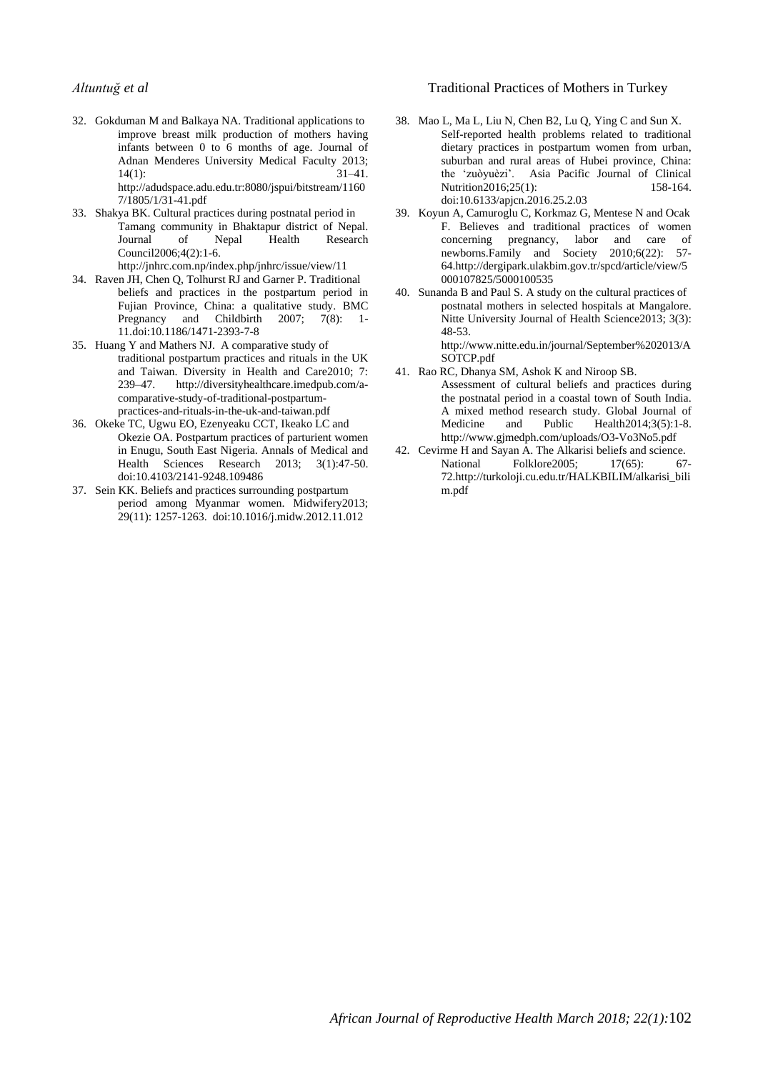32. Gokduman M and Balkaya NA. Traditional applications to improve breast milk production of mothers having infants between 0 to 6 months of age. Journal of Adnan Menderes University Medical Faculty 2013; 14(1): 31–41. http://adudspace.adu.edu.tr:8080/jspui/bitstream/11607/1805/1/31-41.pdf
33. Shakya BK. Cultural practices during postnatal period in Tamang community in Bhaktapur district of Nepal. Journal of Nepal Health Research Council2006;4(2):1-6. http://jnhrc.com.np/index.php/jnhrc/issue/view/11
34. Raven JH, Chen Q, Tolhurst RJ and Garner P. Traditional beliefs and practices in the postpartum period in Fujian Province, China: a qualitative study. BMC Pregnancy and Childbirth 2007; 7(8): 1-11.doi:10.1186/1471-2393-7-8
35. Huang Y and Mathers NJ. A comparative study of traditional postpartum practices and rituals in the UK and Taiwan. Diversity in Health and Care2010; 7: 239–47. http://diversityhealthcare.imedpub.com/a-comparative-study-of-traditional-postpartum-practices-and-rituals-in-the-uk-and-taiwan.pdf
36. Okeke TC, Ugwu EO, Ezenyeaku CCT, Ikeako LC and Okezie OA. Postpartum practices of parturient women in Enugu, South East Nigeria. Annals of Medical and Health Sciences Research 2013; 3(1):47-50. doi:10.4103/2141-9248.109486
37. Sein KK. Beliefs and practices surrounding postpartum period among Myanmar women. Midwifery2013; 29(11): 1257-1263. doi:10.1016/j.midw.2012.11.012
38. Mao L, Ma L, Liu N, Chen B2, Lu Q, Ying C and Sun X. Self-reported health problems related to traditional dietary practices in postpartum women from urban, suburban and rural areas of Hubei province, China: the 'zuòyuèzi'. Asia Pacific Journal of Clinical Nutrition2016;25(1): 158-164. doi:10.6133/apjcn.2016.25.2.03
39. Koyun A, Camuroglu C, Korkmaz G, Mentese N and Ocak F. Believes and traditional practices of women concerning pregnancy, labor and care of newborns.Family and Society 2010;6(22): 57-64.http://dergipark.ulakbim.gov.tr/spcd/article/view/5000107825/5000100535
40. Sunanda B and Paul S. A study on the cultural practices of postnatal mothers in selected hospitals at Mangalore. Nitte University Journal of Health Science2013; 3(3): 48-53. http://www.nitte.edu.in/journal/September%202013/ASOTCP.pdf
41. Rao RC, Dhanya SM, Ashok K and Niroop SB. Assessment of cultural beliefs and practices during the postnatal period in a coastal town of South India. A mixed method research study. Global Journal of Medicine and Public Health2014;3(5):1-8. http://www.gjmedph.com/uploads/O3-Vo3No5.pdf
42. Cevirme H and Sayan A. The Alkarisi beliefs and science. National Folklore2005; 17(65): 67-72.http://turkoloji.cu.edu.tr/HALKBILIM/alkarisi_bilim.pdf